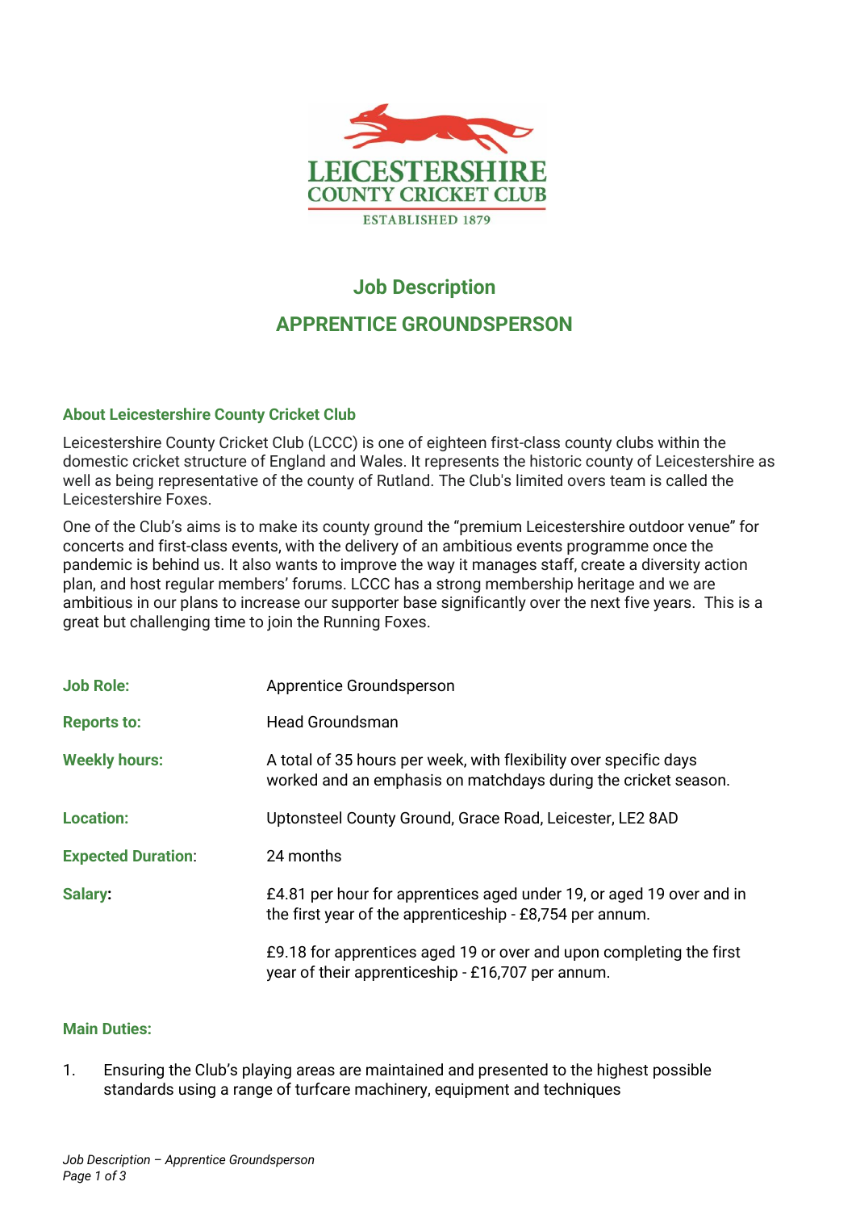LEICESTERSHIRE
COUNTY CRICKET CLUB
ESTABLISHED 1879

# Job Description

## APPRENTICE GROUNDSPERSON

### About Leicestershire County Cricket Club

Leicestershire County Cricket Club (LCCC) is one of eighteen first-class county clubs within the domestic cricket structure of England and Wales. It represents the historic county of Leicestershire as well as being representative of the county of Rutland. The Club's limited overs team is called the Leicestershire Foxes.

One of the Club's aims is to make its county ground the "premium Leicestershire outdoor venue" for concerts and first-class events, with the delivery of an ambitious events programme once the pandemic is behind us. It also wants to improve the way it manages staff, create a diversity action plan, and host regular members' forums. LCCC has a strong membership heritage and we are ambitious in our plans to increase our supporter base significantly over the next five years. This is a great but challenging time to join the Running Foxes.

| | |
|---|---|
| **Job Role:** | Apprentice Groundsperson |
| **Reports to:** | Head Groundsman |
| **Weekly hours:** | A total of 35 hours per week, with flexibility over specific days worked and an emphasis on matchdays during the cricket season. |
| **Location:** | Uptonsteel County Ground, Grace Road, Leicester, LE2 8AD |
| **Expected Duration:** | 24 months |
| **Salary:** | £4.81 per hour for apprentices aged under 19, or aged 19 over and in the first year of the apprenticeship - £8,754 per annum.<br><br>£9.18 for apprentices aged 19 or over and upon completing the first year of their apprenticeship - £16,707 per annum. |

### Main Duties:

1. Ensuring the Club's playing areas are maintained and presented to the highest possible standards using a range of turfcare machinery, equipment and techniques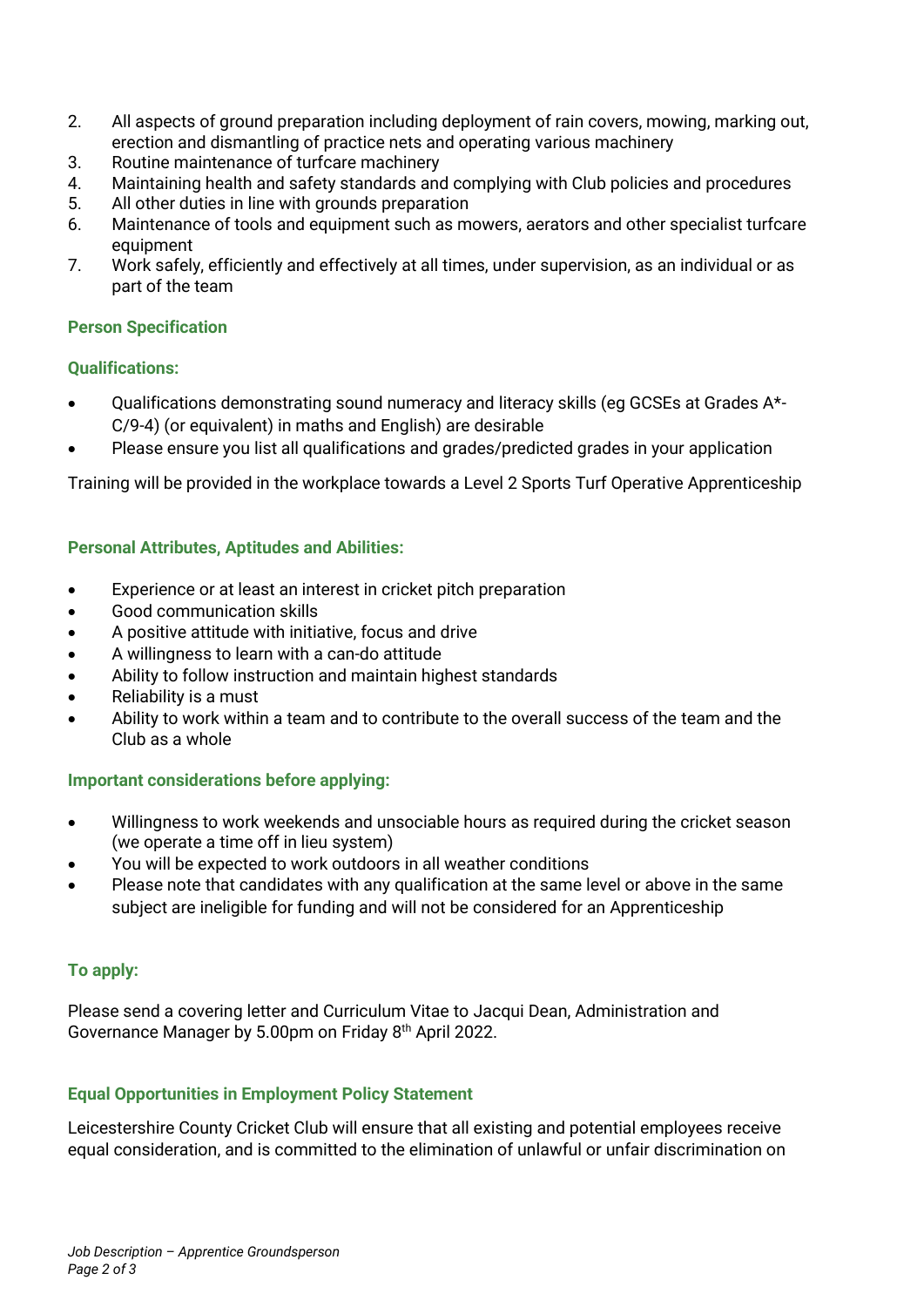2. All aspects of ground preparation including deployment of rain covers, mowing, marking out, erection and dismantling of practice nets and operating various machinery
3. Routine maintenance of turfcare machinery
4. Maintaining health and safety standards and complying with Club policies and procedures
5. All other duties in line with grounds preparation
6. Maintenance of tools and equipment such as mowers, aerators and other specialist turfcare equipment
7. Work safely, efficiently and effectively at all times, under supervision, as an individual or as part of the team

### Person Specification

#### Qualifications:

- Qualifications demonstrating sound numeracy and literacy skills (eg GCSEs at Grades A*-C/9-4) (or equivalent) in maths and English) are desirable
- Please ensure you list all qualifications and grades/predicted grades in your application

Training will be provided in the workplace towards a Level 2 Sports Turf Operative Apprenticeship

#### Personal Attributes, Aptitudes and Abilities:

- Experience or at least an interest in cricket pitch preparation
- Good communication skills
- A positive attitude with initiative, focus and drive
- A willingness to learn with a can-do attitude
- Ability to follow instruction and maintain highest standards
- Reliability is a must
- Ability to work within a team and to contribute to the overall success of the team and the Club as a whole

#### Important considerations before applying:

- Willingness to work weekends and unsociable hours as required during the cricket season (we operate a time off in lieu system)
- You will be expected to work outdoors in all weather conditions
- Please note that candidates with any qualification at the same level or above in the same subject are ineligible for funding and will not be considered for an Apprenticeship

#### To apply:

Please send a covering letter and Curriculum Vitae to Jacqui Dean, Administration and Governance Manager by 5.00pm on Friday 8th April 2022.

#### Equal Opportunities in Employment Policy Statement

Leicestershire County Cricket Club will ensure that all existing and potential employees receive equal consideration, and is committed to the elimination of unlawful or unfair discrimination on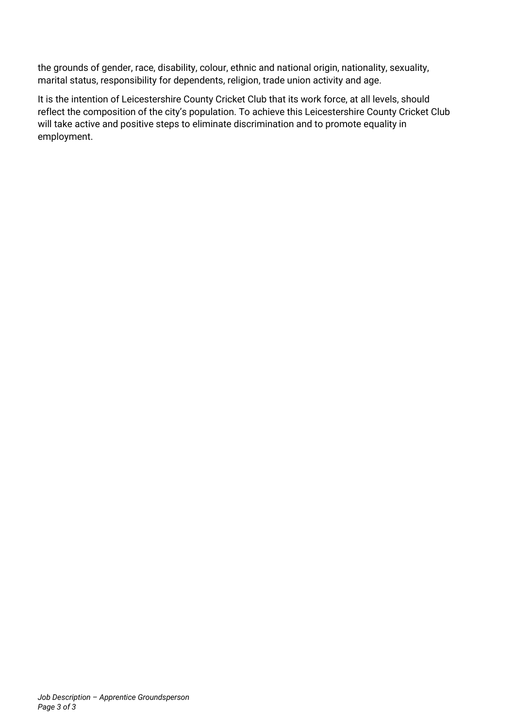the grounds of gender, race, disability, colour, ethnic and national origin, nationality, sexuality, marital status, responsibility for dependents, religion, trade union activity and age.

It is the intention of Leicestershire County Cricket Club that its work force, at all levels, should reflect the composition of the city's population. To achieve this Leicestershire County Cricket Club will take active and positive steps to eliminate discrimination and to promote equality in employment.